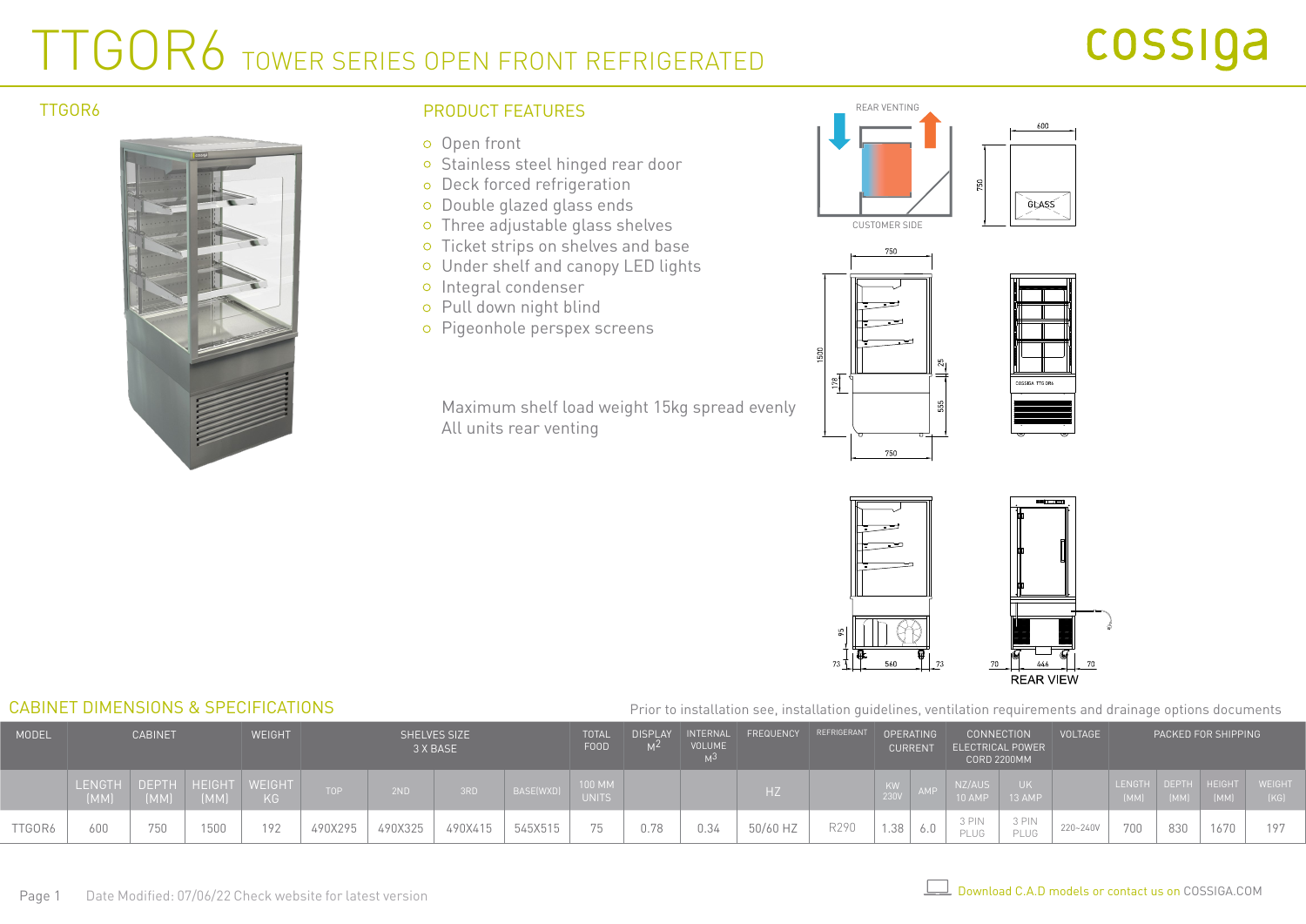# TTGOR6 TOWER SERIES OPEN FRONT REFRIGERATED

cossiga

## TTGOR6

## PRODUCT FEATURES

- Open front
- Stainless steel hinged rear door
- Deck forced refrigeration
- Double glazed glass ends
- Three adjustable glass shelves
- Ticket strips on shelves and base
- Under shelf and canopy LED lights
- Integral condenser
- Pull down night blind
- Pigeonhole perspex screens

Maximum shelf load weight 15kg spread evenly
All units rear venting

REAR VENTING

CUSTOMER SIDE

GLASS

REAR VIEW

## CABINET DIMENSIONS & SPECIFICATIONS

Prior to installation see, installation guidelines, ventilation requirements and drainage options documents

| MODEL | CABINET | | | WEIGHT | SHELVES SIZE 3 X BASE | | | | TOTAL FOOD | DISPLAY $M^2$ | INTERNAL VOLUME $M^3$ | FREQUENCY | REFRIGERANT | OPERATING CURRENT | | CONNECTION ELECTRICAL POWER CORD 2200MM | | VOLTAGE | PACKED FOR SHIPPING | | | |
|---|---|---|---|---|---|---|---|---|---|---|---|---|---|---|---|---|---|---|---|---|---|---|
| | LENGTH (MM) | DEPTH (MM) | HEIGHT (MM) | WEIGHT KG | TOP | 2ND | 3RD | BASE(WXD) | 100 MM UNITS | | | HZ | | KW 230V | AMP | NZ/AUS 10 AMP | UK 13 AMP | | LENGTH (MM) | DEPTH (MM) | HEIGHT (MM) | WEIGHT (KG) |
| TTGOR6 | 600 | 750 | 1500 | 192 | 490X295 | 490X325 | 490X415 | 545X515 | 75 | 0.78 | 0.34 | 50/60 HZ | R290 | 1.38 | 6.0 | 3 PIN PLUG | 3 PIN PLUG | 220~240V | 700 | 830 | 1670 | 197 |

Date Modified: 07/06/22 Check website for latest version

Download C.A.D models or contact us on COSSIGA.COM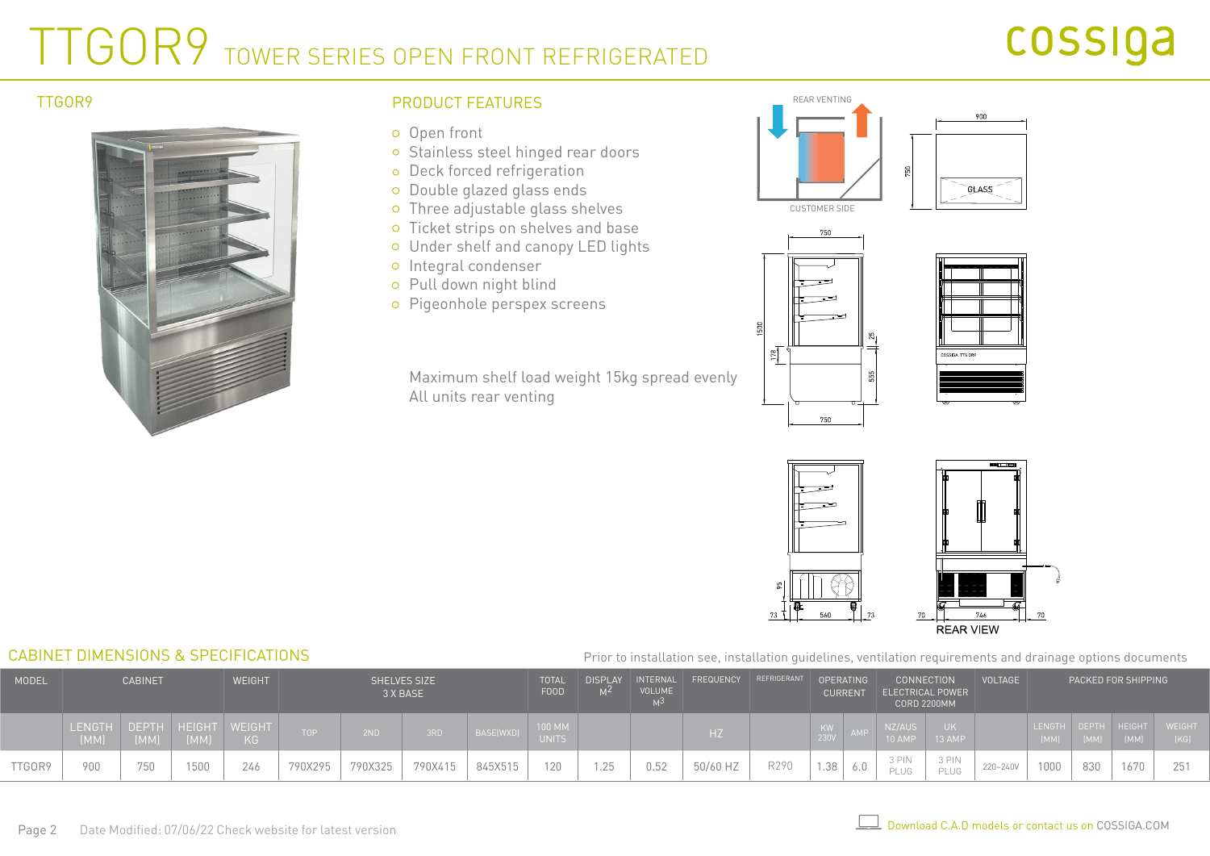# TTGOR9 TOWER SERIES OPEN FRONT REFRIGERATED

cossiga

## TTGOR9

## PRODUCT FEATURES

- Open front
- Stainless steel hinged rear doors
- Deck forced refrigeration
- Double glazed glass ends
- Three adjustable glass shelves
- Ticket strips on shelves and base
- Under shelf and canopy LED lights
- Integral condenser
- Pull down night blind
- Pigeonhole perspex screens

Maximum shelf load weight 15kg spread evenly
All units rear venting

## CABINET DIMENSIONS & SPECIFICATIONS

Prior to installation see, installation guidelines, ventilation requirements and drainage options documents

| MODEL | CABINET | | | WEIGHT | SHELVES SIZE 3 X BASE | | | | TOTAL FOOD | DISPLAY $M^2$ | INTERNAL VOLUME $M^3$ | FREQUENCY | REFRIGERANT | OPERATING CURRENT | | CONNECTION ELECTRICAL POWER CORD 2200MM | | VOLTAGE | PACKED FOR SHIPPING | | | |
|---|---|---|---|---|---|---|---|---|---|---|---|---|---|---|---|---|---|---|---|---|---|---|
| | LENGTH (MM) | DEPTH (MM) | HEIGHT (MM) | WEIGHT KG | TOP | 2ND | 3RD | BASE(WXD) | 100 MM UNITS | | | HZ | | KW 230V | AMP | NZ/AUS 10 AMP | UK 13 AMP | | LENGTH (MM) | DEPTH (MM) | HEIGHT (MM) | WEIGHT (KG) |
| TTGOR9 | 900 | 750 | 1500 | 246 | 790X295 | 790X325 | 790X415 | 845X515 | 120 | 1.25 | 0.52 | 50/60 HZ | R290 | 1.38 | 6.0 | 3 PIN PLUG | 3 PIN PLUG | 220~240V | 1000 | 830 | 1670 | 251 |

Date Modified: 07/06/22 Check website for latest version

Download C.A.D models or contact us on COSSIGA.COM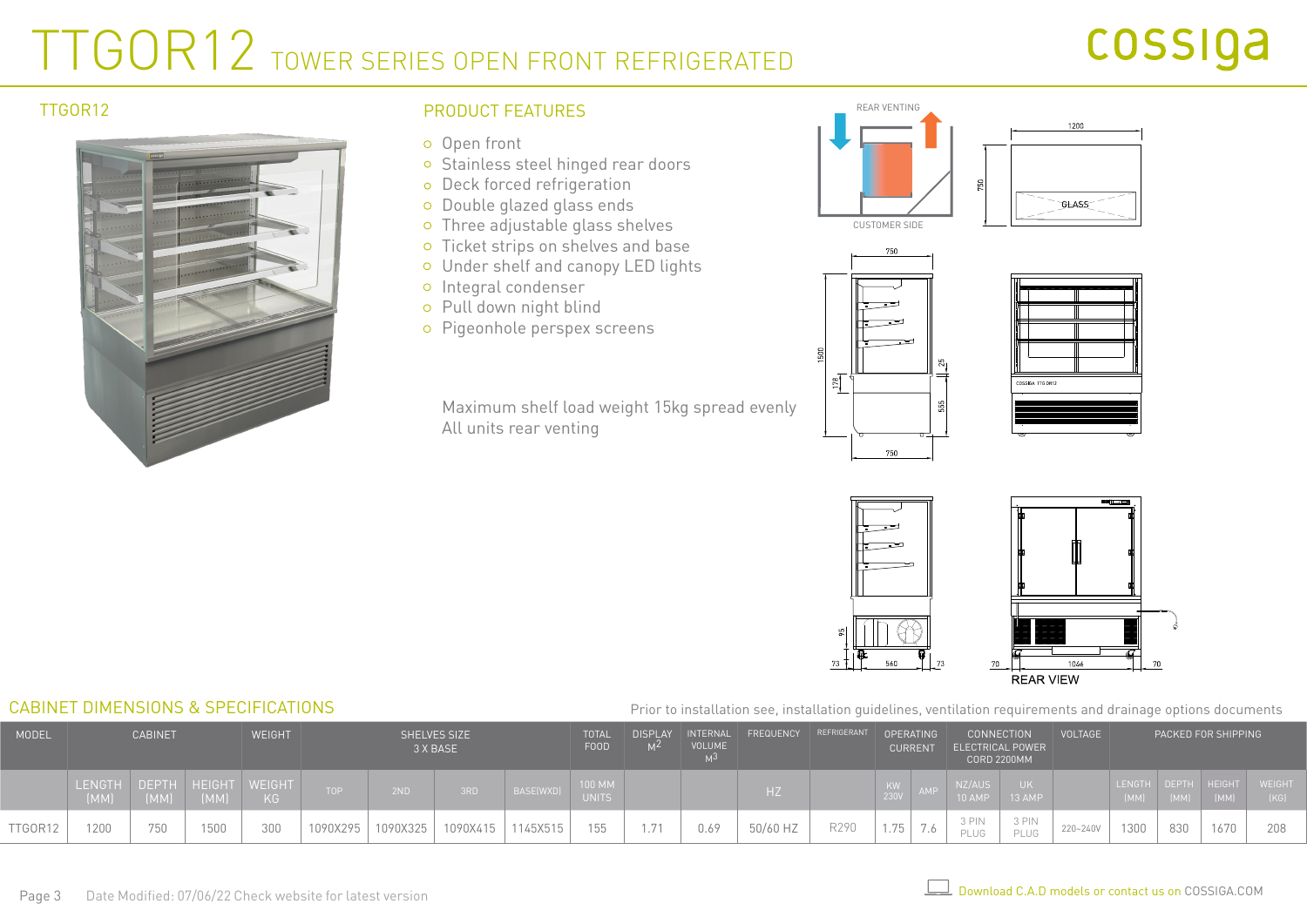# TTGOR12 TOWER SERIES OPEN FRONT REFRIGERATED

cossiga

## TTGOR12

## PRODUCT FEATURES

- Open front
- Stainless steel hinged rear doors
- Deck forced refrigeration
- Double glazed glass ends
- Three adjustable glass shelves
- Ticket strips on shelves and base
- Under shelf and canopy LED lights
- Integral condenser
- Pull down night blind
- Pigeonhole perspex screens

Maximum shelf load weight 15kg spread evenly
All units rear venting

REAR VENTING

CUSTOMER SIDE

1200

750

GLASS

750

1500

178

25

555

750

95

73

560

73

70

1046

70

REAR VIEW

## CABINET DIMENSIONS & SPECIFICATIONS

Prior to installation see, installation guidelines, ventilation requirements and drainage options documents

| MODEL | CABINET | | | WEIGHT | SHELVES SIZE 3 X BASE | | | | TOTAL FOOD | DISPLAY $M^2$ | INTERNAL VOLUME $M^3$ | FREQUENCY | REFRIGERANT | OPERATING CURRENT | | CONNECTION ELECTRICAL POWER CORD 2200MM | | VOLTAGE | PACKED FOR SHIPPING | | | |
|---|---|---|---|---|---|---|---|---|---|---|---|---|---|---|---|---|---|---|---|---|---|---|
| | LENGTH (MM) | DEPTH (MM) | HEIGHT (MM) | WEIGHT KG | TOP | 2ND | 3RD | BASE(WXD) | 100 MM UNITS | | | HZ | | KW 230V | AMP | NZ/AUS 10 AMP | UK 13 AMP | | LENGTH (MM) | DEPTH (MM) | HEIGHT (MM) | WEIGHT (KG) |
| TTGOR12 | 1200 | 750 | 1500 | 300 | 1090X295 | 1090X325 | 1090X415 | 1145X515 | 155 | 1.71 | 0.69 | 50/60 HZ | R290 | 1.75 | 7.6 | 3 PIN PLUG | 3 PIN PLUG | 220~240V | 1300 | 830 | 1670 | 208 |

Date Modified: 07/06/22 Check website for latest version

Download C.A.D models or contact us on COSSIGA.COM